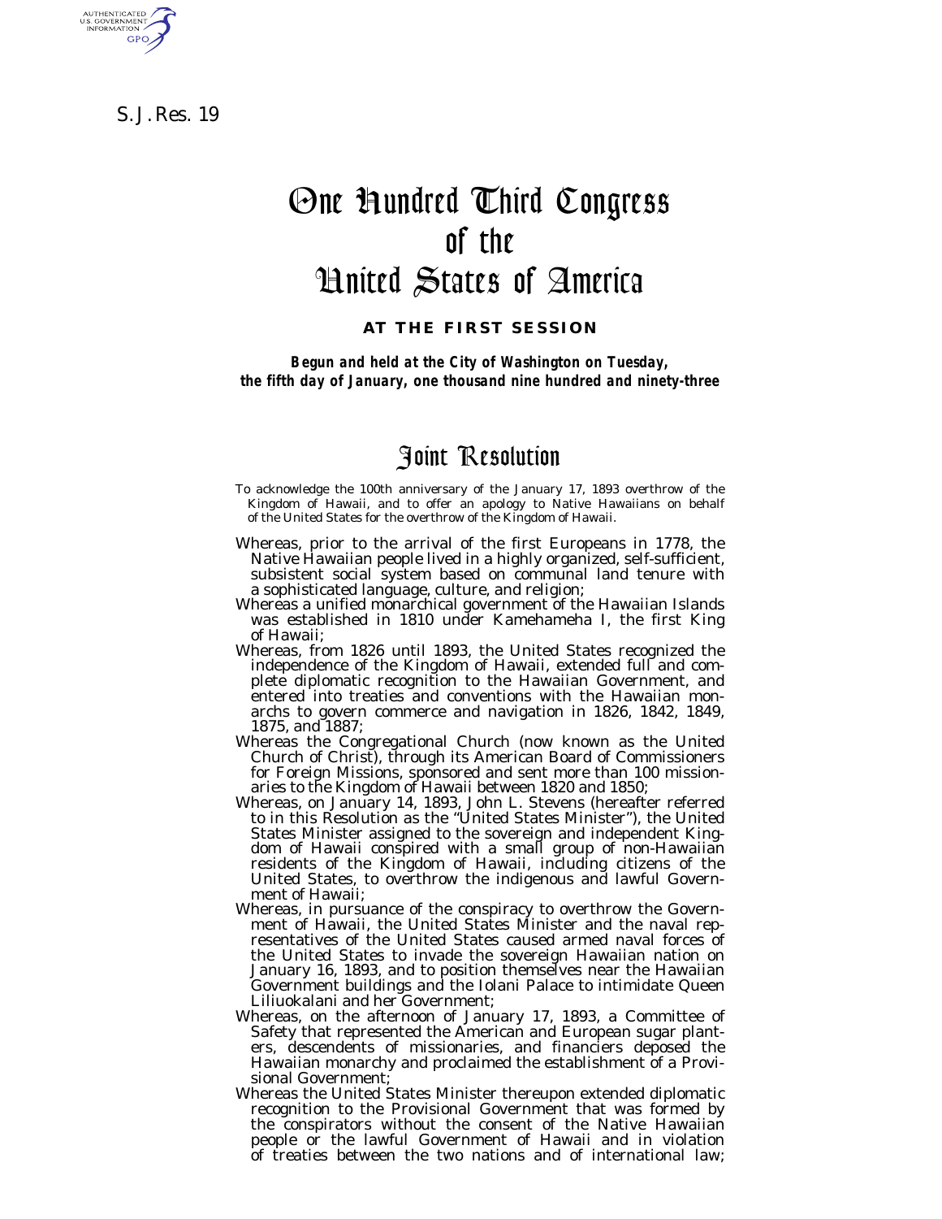S. J. Res. 19

# One Hundred Third Congress of the United States of America

**AT THE FIRST SESSION**

***Begun and held at the City of Washington on Tuesday, the fifth day of January, one thousand nine hundred and ninety-three***

## Joint Resolution

To acknowledge the 100th anniversary of the January 17, 1893 overthrow of the Kingdom of Hawaii, and to offer an apology to Native Hawaiians on behalf of the United States for the overthrow of the Kingdom of Hawaii.

Whereas, prior to the arrival of the first Europeans in 1778, the Native Hawaiian people lived in a highly organized, self-sufficient, subsistent social system based on communal land tenure with a sophisticated language, culture, and religion;

Whereas a unified monarchical government of the Hawaiian Islands was established in 1810 under Kamehameha I, the first King of Hawaii;

Whereas, from 1826 until 1893, the United States recognized the independence of the Kingdom of Hawaii, extended full and complete diplomatic recognition to the Hawaiian Government, and entered into treaties and conventions with the Hawaiian monarchs to govern commerce and navigation in 1826, 1842, 1849, 1875, and 1887;

Whereas the Congregational Church (now known as the United Church of Christ), through its American Board of Commissioners for Foreign Missions, sponsored and sent more than 100 missionaries to the Kingdom of Hawaii between 1820 and 1850;

Whereas, on January 14, 1893, John L. Stevens (hereafter referred to in this Resolution as the "United States Minister"), the United States Minister assigned to the sovereign and independent Kingdom of Hawaii conspired with a small group of non-Hawaiian residents of the Kingdom of Hawaii, including citizens of the United States, to overthrow the indigenous and lawful Government of Hawaii;

Whereas, in pursuance of the conspiracy to overthrow the Government of Hawaii, the United States Minister and the naval representatives of the United States caused armed naval forces of the United States to invade the sovereign Hawaiian nation on January 16, 1893, and to position themselves near the Hawaiian Government buildings and the Iolani Palace to intimidate Queen Liliuokalani and her Government;

Whereas, on the afternoon of January 17, 1893, a Committee of Safety that represented the American and European sugar planters, descendents of missionaries, and financiers deposed the Hawaiian monarchy and proclaimed the establishment of a Provisional Government;

Whereas the United States Minister thereupon extended diplomatic recognition to the Provisional Government that was formed by the conspirators without the consent of the Native Hawaiian people or the lawful Government of Hawaii and in violation of treaties between the two nations and of international law;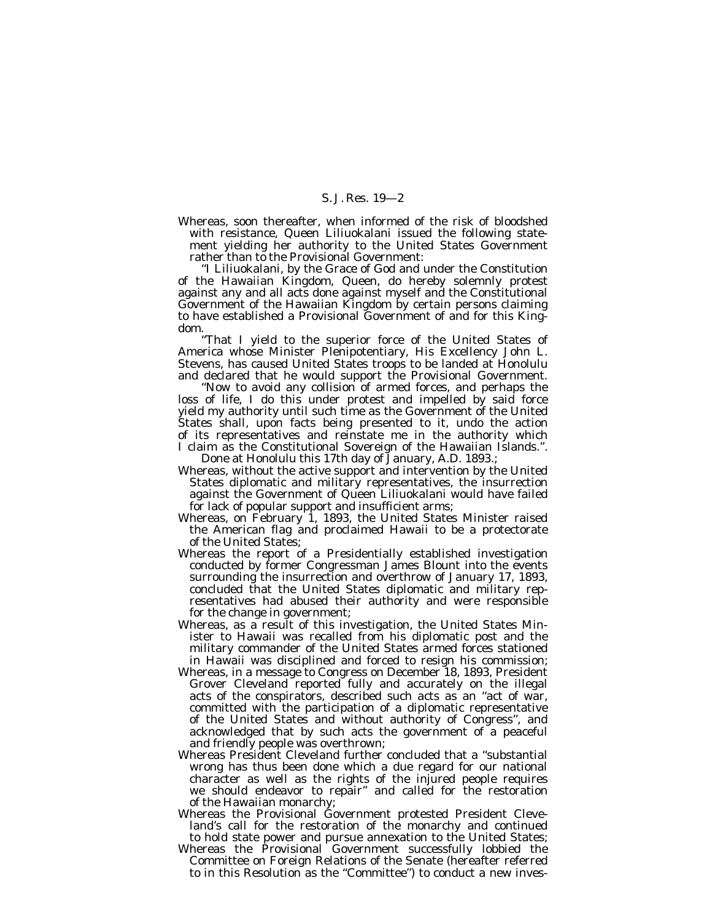Whereas, soon thereafter, when informed of the risk of bloodshed with resistance, Queen Liliuokalani issued the following statement yielding her authority to the United States Government rather than to the Provisional Government:

"I Liliuokalani, by the Grace of God and under the Constitution of the Hawaiian Kingdom, Queen, do hereby solemnly protest against any and all acts done against myself and the Constitutional Government of the Hawaiian Kingdom by certain persons claiming to have established a Provisional Government of and for this Kingdom.

"That I yield to the superior force of the United States of America whose Minister Plenipotentiary, His Excellency John L. Stevens, has caused United States troops to be landed at Honolulu and declared that he would support the Provisional Government.

"Now to avoid any collision of armed forces, and perhaps the loss of life, I do this under protest and impelled by said force yield my authority until such time as the Government of the United States shall, upon facts being presented to it, undo the action of its representatives and reinstate me in the authority which I claim as the Constitutional Sovereign of the Hawaiian Islands.".

Done at Honolulu this 17th day of January, A.D. 1893.;

Whereas, without the active support and intervention by the United States diplomatic and military representatives, the insurrection against the Government of Queen Liliuokalani would have failed for lack of popular support and insufficient arms;

Whereas, on February 1, 1893, the United States Minister raised the American flag and proclaimed Hawaii to be a protectorate of the United States;

Whereas the report of a Presidentially established investigation conducted by former Congressman James Blount into the events surrounding the insurrection and overthrow of January 17, 1893, concluded that the United States diplomatic and military representatives had abused their authority and were responsible for the change in government;

Whereas, as a result of this investigation, the United States Minister to Hawaii was recalled from his diplomatic post and the military commander of the United States armed forces stationed in Hawaii was disciplined and forced to resign his commission;

Whereas, in a message to Congress on December 18, 1893, President Grover Cleveland reported fully and accurately on the illegal acts of the conspirators, described such acts as an "act of war, committed with the participation of a diplomatic representative of the United States and without authority of Congress", and acknowledged that by such acts the government of a peaceful and friendly people was overthrown;

Whereas President Cleveland further concluded that a "substantial wrong has thus been done which a due regard for our national character as well as the rights of the injured people requires we should endeavor to repair" and called for the restoration of the Hawaiian monarchy;

Whereas the Provisional Government protested President Cleveland's call for the restoration of the monarchy and continued to hold state power and pursue annexation to the United States;

Whereas the Provisional Government successfully lobbied the Committee on Foreign Relations of the Senate (hereafter referred to in this Resolution as the "Committee") to conduct a new inves-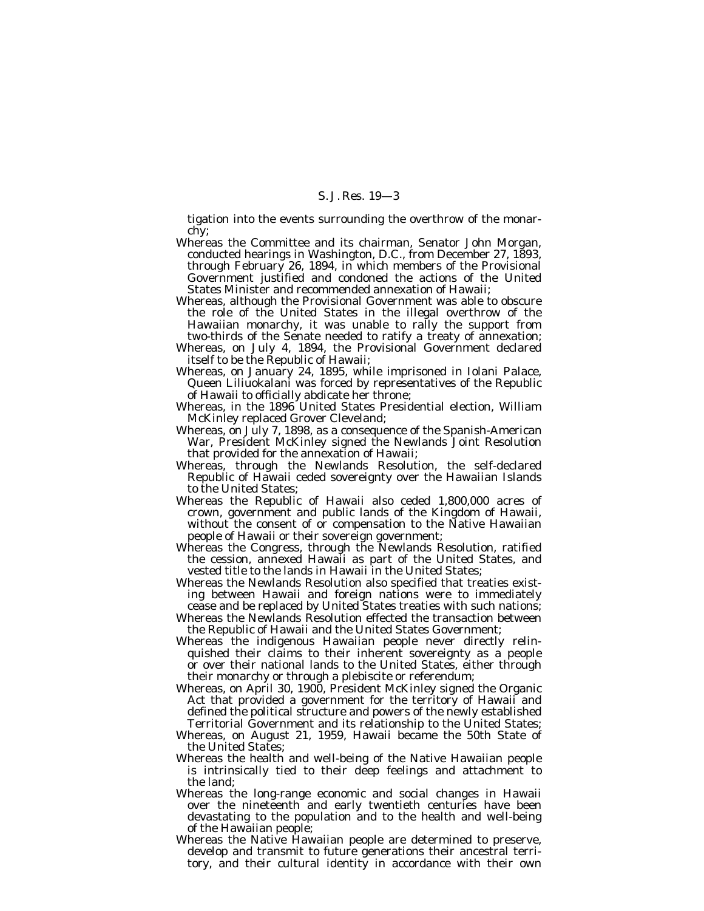tigation into the events surrounding the overthrow of the monarchy;

Whereas the Committee and its chairman, Senator John Morgan, conducted hearings in Washington, D.C., from December 27, 1893, through February 26, 1894, in which members of the Provisional Government justified and condoned the actions of the United States Minister and recommended annexation of Hawaii;

Whereas, although the Provisional Government was able to obscure the role of the United States in the illegal overthrow of the Hawaiian monarchy, it was unable to rally the support from two-thirds of the Senate needed to ratify a treaty of annexation;

Whereas, on July 4, 1894, the Provisional Government declared itself to be the Republic of Hawaii;

Whereas, on January 24, 1895, while imprisoned in Iolani Palace, Queen Liliuokalani was forced by representatives of the Republic of Hawaii to officially abdicate her throne;

Whereas, in the 1896 United States Presidential election, William McKinley replaced Grover Cleveland;

Whereas, on July 7, 1898, as a consequence of the Spanish-American War, President McKinley signed the Newlands Joint Resolution that provided for the annexation of Hawaii;

Whereas, through the Newlands Resolution, the self-declared Republic of Hawaii ceded sovereignty over the Hawaiian Islands to the United States;

Whereas the Republic of Hawaii also ceded 1,800,000 acres of crown, government and public lands of the Kingdom of Hawaii, without the consent of or compensation to the Native Hawaiian people of Hawaii or their sovereign government;

Whereas the Congress, through the Newlands Resolution, ratified the cession, annexed Hawaii as part of the United States, and vested title to the lands in Hawaii in the United States;

Whereas the Newlands Resolution also specified that treaties existing between Hawaii and foreign nations were to immediately cease and be replaced by United States treaties with such nations;

Whereas the Newlands Resolution effected the transaction between the Republic of Hawaii and the United States Government;

Whereas the indigenous Hawaiian people never directly relinquished their claims to their inherent sovereignty as a people or over their national lands to the United States, either through their monarchy or through a plebiscite or referendum;

Whereas, on April 30, 1900, President McKinley signed the Organic Act that provided a government for the territory of Hawaii and defined the political structure and powers of the newly established Territorial Government and its relationship to the United States;

Whereas, on August 21, 1959, Hawaii became the 50th State of the United States;

Whereas the health and well-being of the Native Hawaiian people is intrinsically tied to their deep feelings and attachment to the land;

Whereas the long-range economic and social changes in Hawaii over the nineteenth and early twentieth centuries have been devastating to the population and to the health and well-being of the Hawaiian people;

Whereas the Native Hawaiian people are determined to preserve, develop and transmit to future generations their ancestral territory, and their cultural identity in accordance with their own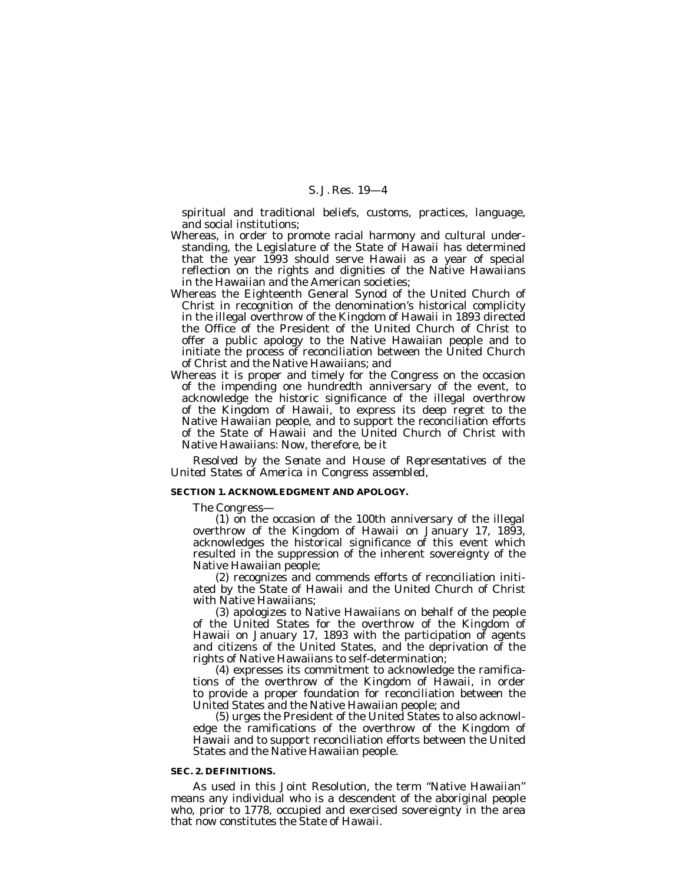spiritual and traditional beliefs, customs, practices, language, and social institutions;

Whereas, in order to promote racial harmony and cultural understanding, the Legislature of the State of Hawaii has determined that the year 1993 should serve Hawaii as a year of special reflection on the rights and dignities of the Native Hawaiians in the Hawaiian and the American societies;

Whereas the Eighteenth General Synod of the United Church of Christ in recognition of the denomination's historical complicity in the illegal overthrow of the Kingdom of Hawaii in 1893 directed the Office of the President of the United Church of Christ to offer a public apology to the Native Hawaiian people and to initiate the process of reconciliation between the United Church of Christ and the Native Hawaiians; and

Whereas it is proper and timely for the Congress on the occasion of the impending one hundredth anniversary of the event, to acknowledge the historic significance of the illegal overthrow of the Kingdom of Hawaii, to express its deep regret to the Native Hawaiian people, and to support the reconciliation efforts of the State of Hawaii and the United Church of Christ with Native Hawaiians: Now, therefore, be it

*Resolved by the Senate and House of Representatives of the United States of America in Congress assembled,*

**SECTION 1. ACKNOWLEDGMENT AND APOLOGY.**

The Congress—

(1) on the occasion of the 100th anniversary of the illegal overthrow of the Kingdom of Hawaii on January 17, 1893, acknowledges the historical significance of this event which resulted in the suppression of the inherent sovereignty of the Native Hawaiian people;

(2) recognizes and commends efforts of reconciliation initiated by the State of Hawaii and the United Church of Christ with Native Hawaiians;

(3) apologizes to Native Hawaiians on behalf of the people of the United States for the overthrow of the Kingdom of Hawaii on January 17, 1893 with the participation of agents and citizens of the United States, and the deprivation of the rights of Native Hawaiians to self-determination;

(4) expresses its commitment to acknowledge the ramifications of the overthrow of the Kingdom of Hawaii, in order to provide a proper foundation for reconciliation between the United States and the Native Hawaiian people; and

(5) urges the President of the United States to also acknowledge the ramifications of the overthrow of the Kingdom of Hawaii and to support reconciliation efforts between the United States and the Native Hawaiian people.

**SEC. 2. DEFINITIONS.**

As used in this Joint Resolution, the term "Native Hawaiian" means any individual who is a descendent of the aboriginal people who, prior to 1778, occupied and exercised sovereignty in the area that now constitutes the State of Hawaii.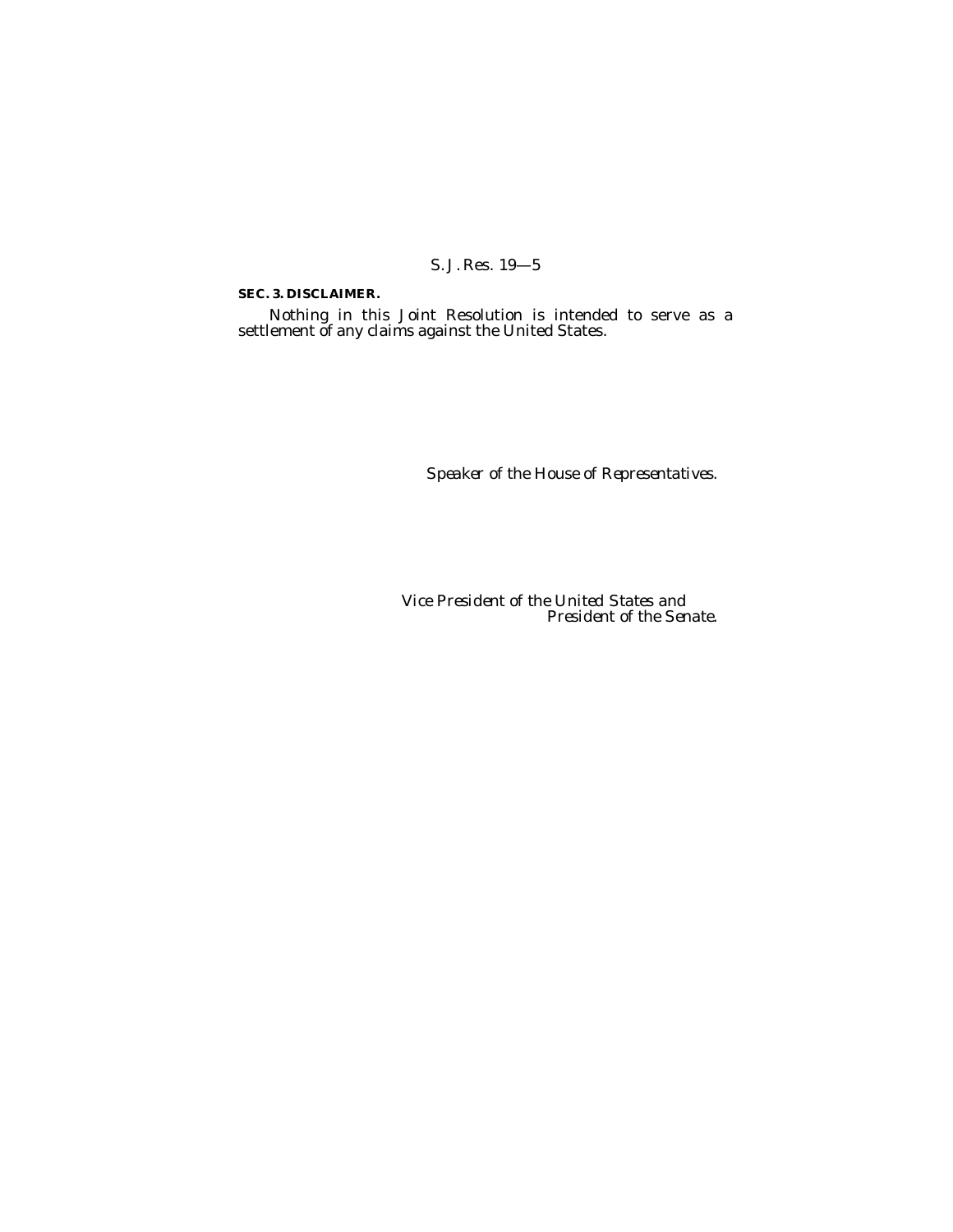**SEC. 3. DISCLAIMER.**

Nothing in this Joint Resolution is intended to serve as a settlement of any claims against the United States.

*Speaker of the House of Representatives.*

*Vice President of the United States and President of the Senate.*